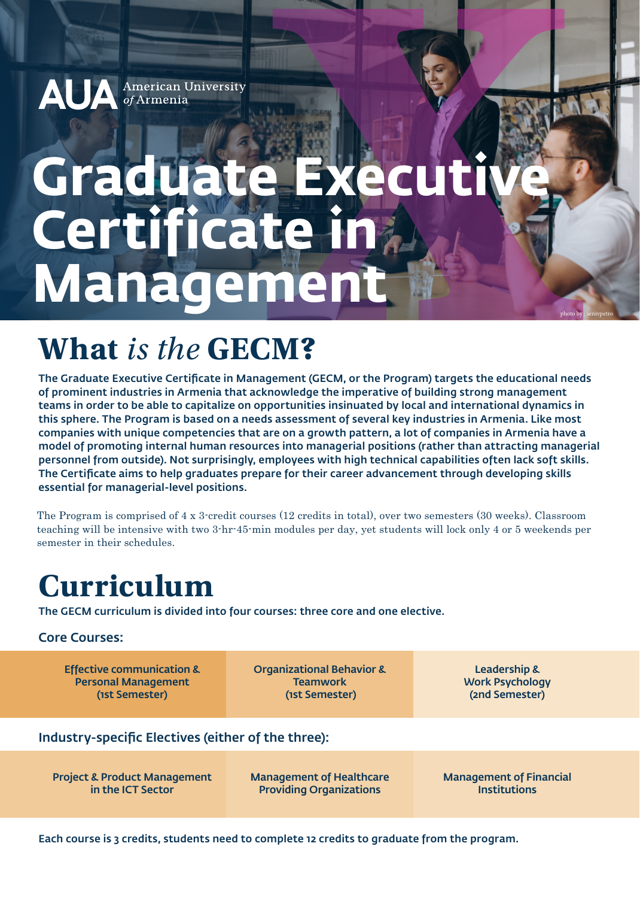AUA American University *of* Armenia

# Graduate Executive Certificate in Management

photo by : senivpetro

## What *is the* GECM?

**The Graduate Executive Certificate in Management (GECM, or the Program) targets the educational needs of prominent industries in Armenia that acknowledge the imperative of building strong management teams in order to be able to capitalize on opportunities insinuated by local and international dynamics in this sphere. The Program is based on a needs assessment of several key industries in Armenia. Like most companies with unique competencies that are on a growth pattern, a lot of companies in Armenia have a model of promoting internal human resources into managerial positions (rather than attracting managerial personnel from outside). Not surprisingly, employees with high technical capabilities often lack soft skills. The Certificate aims to help graduates prepare for their career advancement through developing skills essential for managerial-level positions.**

The Program is comprised of 4 x 3-credit courses (12 credits in total), over two semesters (30 weeks). Classroom teaching will be intensive with two 3-hr-45-min modules per day, yet students will lock only 4 or 5 weekends per semester in their schedules.

## Curriculum

**The GECM curriculum is divided into four courses: three core and one elective.**

### Core Courses:

| Effective communication & Personal Management (1st Semester) | Organizational Behavior & Teamwork (1st Semester) | Leadership & Work Psychology (2nd Semester) |
|---|---|---|

### Industry-specific Electives (either of the three):

| Project & Product Management in the ICT Sector | Management of Healthcare Providing Organizations | Management of Financial Institutions |
|---|---|---|

**Each course is 3 credits, students need to complete 12 credits to graduate from the program.**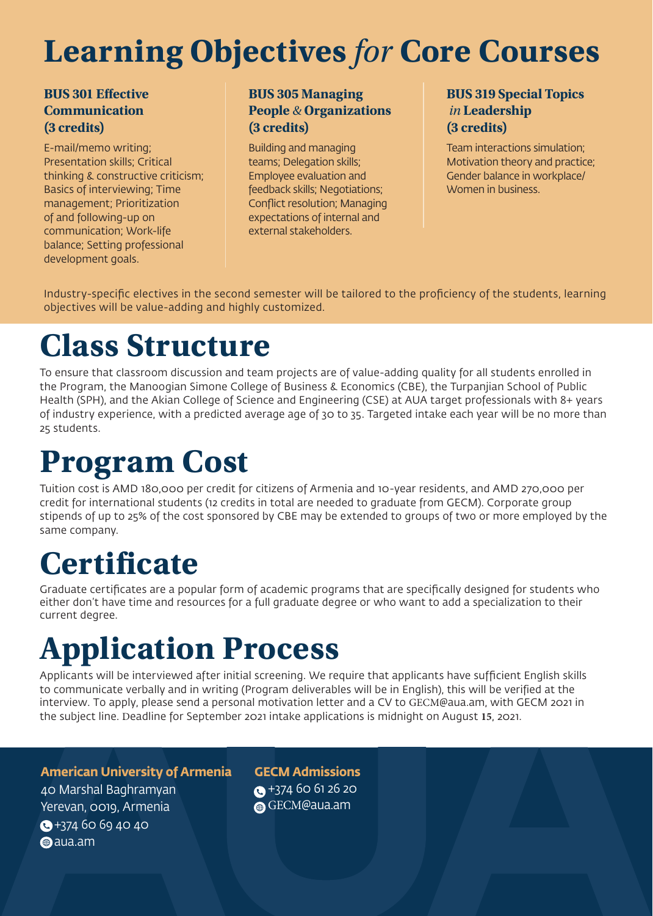# Learning Objectives *for* Core Courses

### BUS 301 Effective Communication (3 credits)

E-mail/memo writing; Presentation skills; Critical thinking & constructive criticism; Basics of interviewing; Time management; Prioritization of and following-up on communication; Work-life balance; Setting professional development goals.

### BUS 305 Managing People & Organizations (3 credits)

Building and managing teams; Delegation skills; Employee evaluation and feedback skills; Negotiations; Conflict resolution; Managing expectations of internal and external stakeholders.

### BUS 319 Special Topics *in* Leadership (3 credits)

Team interactions simulation; Motivation theory and practice; Gender balance in workplace/ Women in business.

Industry-specific electives in the second semester will be tailored to the proficiency of the students, learning objectives will be value-adding and highly customized.

# Class Structure

To ensure that classroom discussion and team projects are of value-adding quality for all students enrolled in the Program, the Manoogian Simone College of Business & Economics (CBE), the Turpanjian School of Public Health (SPH), and the Akian College of Science and Engineering (CSE) at AUA target professionals with 8+ years of industry experience, with a predicted average age of 30 to 35. Targeted intake each year will be no more than 25 students.

# Program Cost

Tuition cost is AMD 180,000 per credit for citizens of Armenia and 10-year residents, and AMD 270,000 per credit for international students (12 credits in total are needed to graduate from GECM). Corporate group stipends of up to 25% of the cost sponsored by CBE may be extended to groups of two or more employed by the same company.

# Certificate

Graduate certificates are a popular form of academic programs that are specifically designed for students who either don't have time and resources for a full graduate degree or who want to add a specialization to their current degree.

# Application Process

Applicants will be interviewed after initial screening. We require that applicants have sufficient English skills to communicate verbally and in writing (Program deliverables will be in English), this will be verified at the interview. To apply, please send a personal motivation letter and a CV to GECM@aua.am, with GECM 2021 in the subject line. Deadline for September 2021 intake applications is midnight on August 15, 2021.

**American University of Armenia**
40 Marshal Baghramyan
Yerevan, 0019, Armenia
+374 60 69 40 40
aua.am

**GECM Admissions**
+374 60 61 26 20
GECM@aua.am